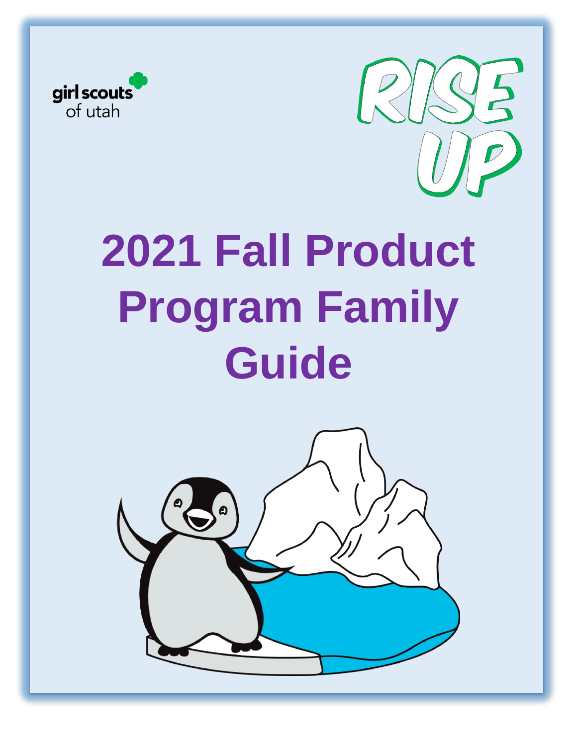girl scouts of utah

RISE UP

# 2021 Fall Product Program Family Guide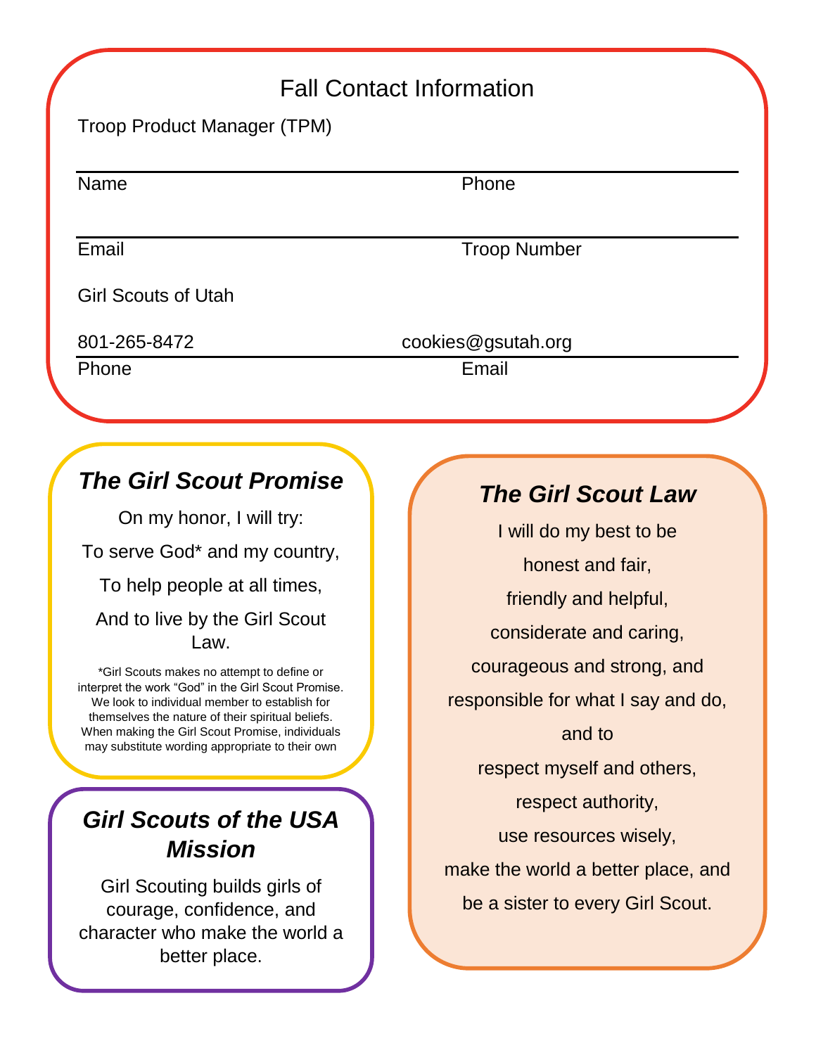## Fall Contact Information

Troop Product Manager (TPM)

Name | Phone

Email | Troop Number

Girl Scouts of Utah

801-265-8472 | cookies@gsutah.org

Phone | Email

### *The Girl Scout Promise*

On my honor, I will try:

To serve God* and my country,

To help people at all times,

And to live by the Girl Scout Law.

*Girl Scouts makes no attempt to define or interpret the work "God" in the Girl Scout Promise. We look to individual member to establish for themselves the nature of their spiritual beliefs. When making the Girl Scout Promise, individuals may substitute wording appropriate to their own

### *Girl Scouts of the USA Mission*

Girl Scouting builds girls of courage, confidence, and character who make the world a better place.

### *The Girl Scout Law*

I will do my best to be

honest and fair,

friendly and helpful,

considerate and caring,

courageous and strong, and

responsible for what I say and do,

and to

respect myself and others,

respect authority,

use resources wisely,

make the world a better place, and

be a sister to every Girl Scout.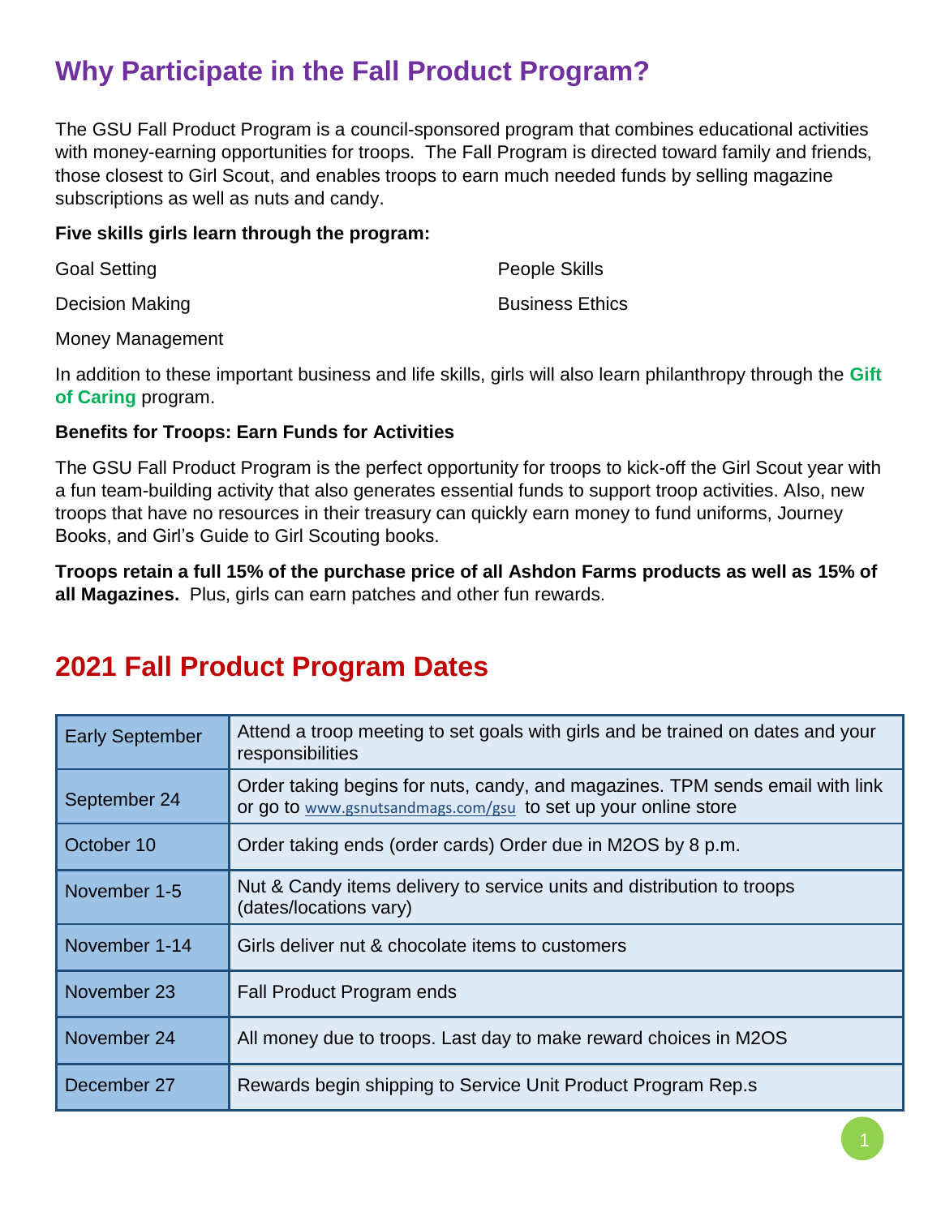## Why Participate in the Fall Product Program?

The GSU Fall Product Program is a council-sponsored program that combines educational activities with money-earning opportunities for troops. The Fall Program is directed toward family and friends, those closest to Girl Scout, and enables troops to earn much needed funds by selling magazine subscriptions as well as nuts and candy.

**Five skills girls learn through the program:**

- Goal Setting
- Decision Making
- Money Management
- People Skills
- Business Ethics

In addition to these important business and life skills, girls will also learn philanthropy through the **Gift of Caring** program.

**Benefits for Troops: Earn Funds for Activities**

The GSU Fall Product Program is the perfect opportunity for troops to kick-off the Girl Scout year with a fun team-building activity that also generates essential funds to support troop activities. Also, new troops that have no resources in their treasury can quickly earn money to fund uniforms, Journey Books, and Girl's Guide to Girl Scouting books.

**Troops retain a full 15% of the purchase price of all Ashdon Farms products as well as 15% of all Magazines.** Plus, girls can earn patches and other fun rewards.

## 2021 Fall Product Program Dates

| Date | Activity |
|---|---|
| Early September | Attend a troop meeting to set goals with girls and be trained on dates and your responsibilities |
| September 24 | Order taking begins for nuts, candy, and magazines. TPM sends email with link or go to www.gsnutsandmags.com/gsu to set up your online store |
| October 10 | Order taking ends (order cards) Order due in M2OS by 8 p.m. |
| November 1-5 | Nut & Candy items delivery to service units and distribution to troops (dates/locations vary) |
| November 1-14 | Girls deliver nut & chocolate items to customers |
| November 23 | Fall Product Program ends |
| November 24 | All money due to troops. Last day to make reward choices in M2OS |
| December 27 | Rewards begin shipping to Service Unit Product Program Rep.s |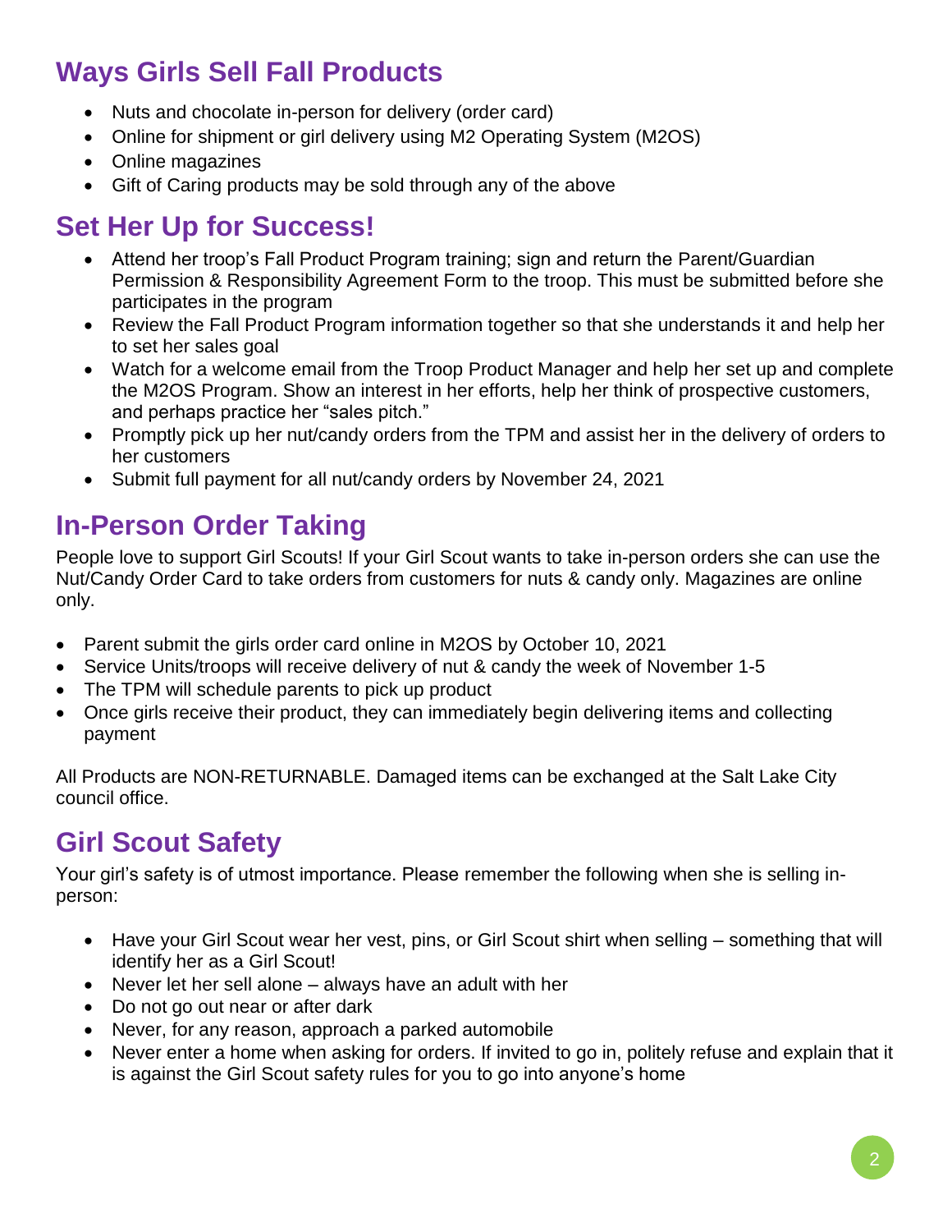## Ways Girls Sell Fall Products

- Nuts and chocolate in-person for delivery (order card)
- Online for shipment or girl delivery using M2 Operating System (M2OS)
- Online magazines
- Gift of Caring products may be sold through any of the above

## Set Her Up for Success!

- Attend her troop's Fall Product Program training; sign and return the Parent/Guardian Permission & Responsibility Agreement Form to the troop. This must be submitted before she participates in the program
- Review the Fall Product Program information together so that she understands it and help her to set her sales goal
- Watch for a welcome email from the Troop Product Manager and help her set up and complete the M2OS Program. Show an interest in her efforts, help her think of prospective customers, and perhaps practice her "sales pitch."
- Promptly pick up her nut/candy orders from the TPM and assist her in the delivery of orders to her customers
- Submit full payment for all nut/candy orders by November 24, 2021

## In-Person Order Taking

People love to support Girl Scouts! If your Girl Scout wants to take in-person orders she can use the Nut/Candy Order Card to take orders from customers for nuts & candy only. Magazines are online only.

- Parent submit the girls order card online in M2OS by October 10, 2021
- Service Units/troops will receive delivery of nut & candy the week of November 1-5
- The TPM will schedule parents to pick up product
- Once girls receive their product, they can immediately begin delivering items and collecting payment

All Products are NON-RETURNABLE. Damaged items can be exchanged at the Salt Lake City council office.

## Girl Scout Safety

Your girl's safety is of utmost importance. Please remember the following when she is selling in-person:

- Have your Girl Scout wear her vest, pins, or Girl Scout shirt when selling – something that will identify her as a Girl Scout!
- Never let her sell alone – always have an adult with her
- Do not go out near or after dark
- Never, for any reason, approach a parked automobile
- Never enter a home when asking for orders. If invited to go in, politely refuse and explain that it is against the Girl Scout safety rules for you to go into anyone's home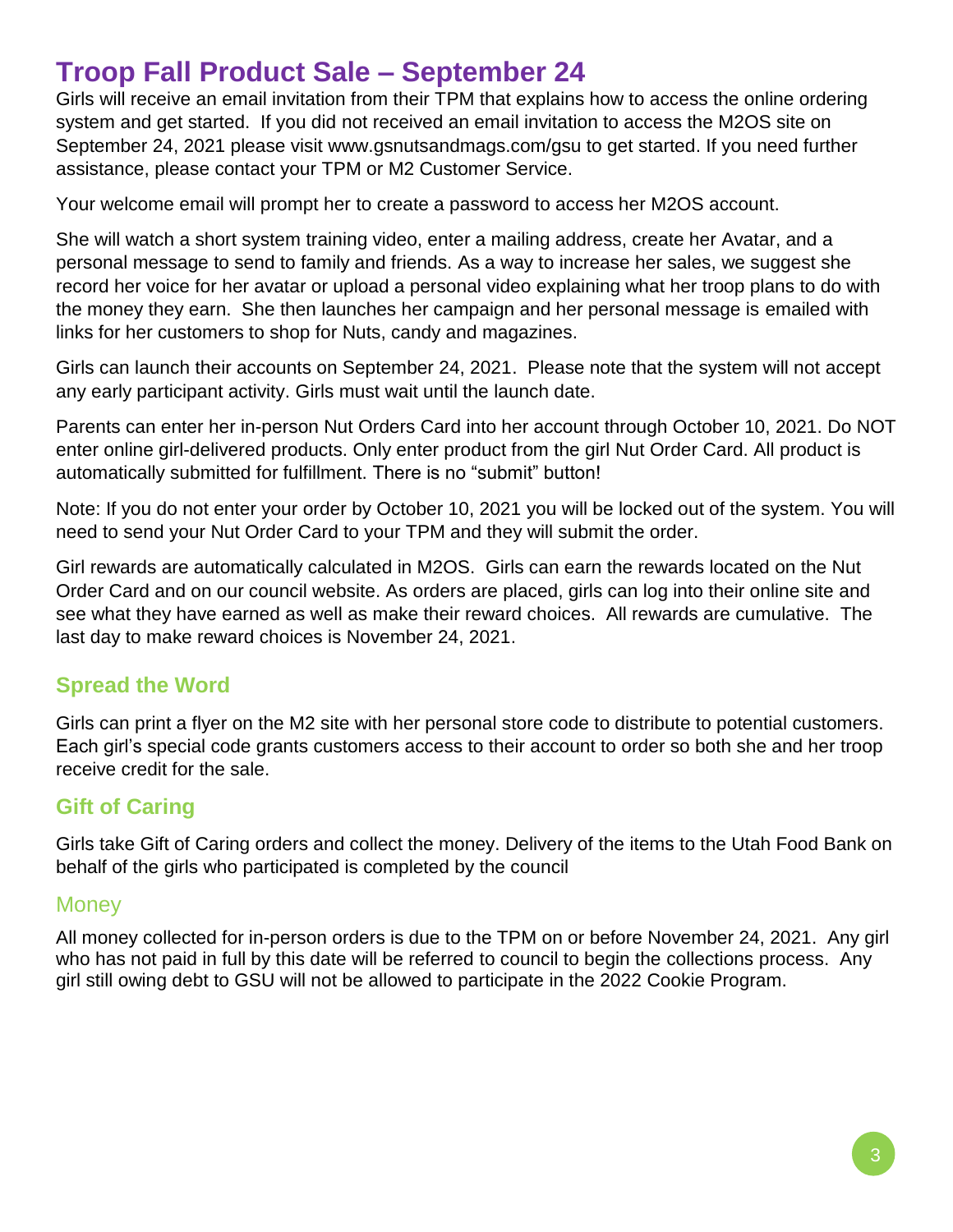# Troop Fall Product Sale – September 24

Girls will receive an email invitation from their TPM that explains how to access the online ordering system and get started. If you did not received an email invitation to access the M2OS site on September 24, 2021 please visit www.gsnutsandmags.com/gsu to get started. If you need further assistance, please contact your TPM or M2 Customer Service.

Your welcome email will prompt her to create a password to access her M2OS account.

She will watch a short system training video, enter a mailing address, create her Avatar, and a personal message to send to family and friends. As a way to increase her sales, we suggest she record her voice for her avatar or upload a personal video explaining what her troop plans to do with the money they earn. She then launches her campaign and her personal message is emailed with links for her customers to shop for Nuts, candy and magazines.

Girls can launch their accounts on September 24, 2021. Please note that the system will not accept any early participant activity. Girls must wait until the launch date.

Parents can enter her in-person Nut Orders Card into her account through October 10, 2021. Do NOT enter online girl-delivered products. Only enter product from the girl Nut Order Card. All product is automatically submitted for fulfillment. There is no "submit" button!

Note: If you do not enter your order by October 10, 2021 you will be locked out of the system. You will need to send your Nut Order Card to your TPM and they will submit the order.

Girl rewards are automatically calculated in M2OS. Girls can earn the rewards located on the Nut Order Card and on our council website. As orders are placed, girls can log into their online site and see what they have earned as well as make their reward choices. All rewards are cumulative. The last day to make reward choices is November 24, 2021.

## Spread the Word

Girls can print a flyer on the M2 site with her personal store code to distribute to potential customers. Each girl's special code grants customers access to their account to order so both she and her troop receive credit for the sale.

## Gift of Caring

Girls take Gift of Caring orders and collect the money. Delivery of the items to the Utah Food Bank on behalf of the girls who participated is completed by the council

### Money

All money collected for in-person orders is due to the TPM on or before November 24, 2021. Any girl who has not paid in full by this date will be referred to council to begin the collections process. Any girl still owing debt to GSU will not be allowed to participate in the 2022 Cookie Program.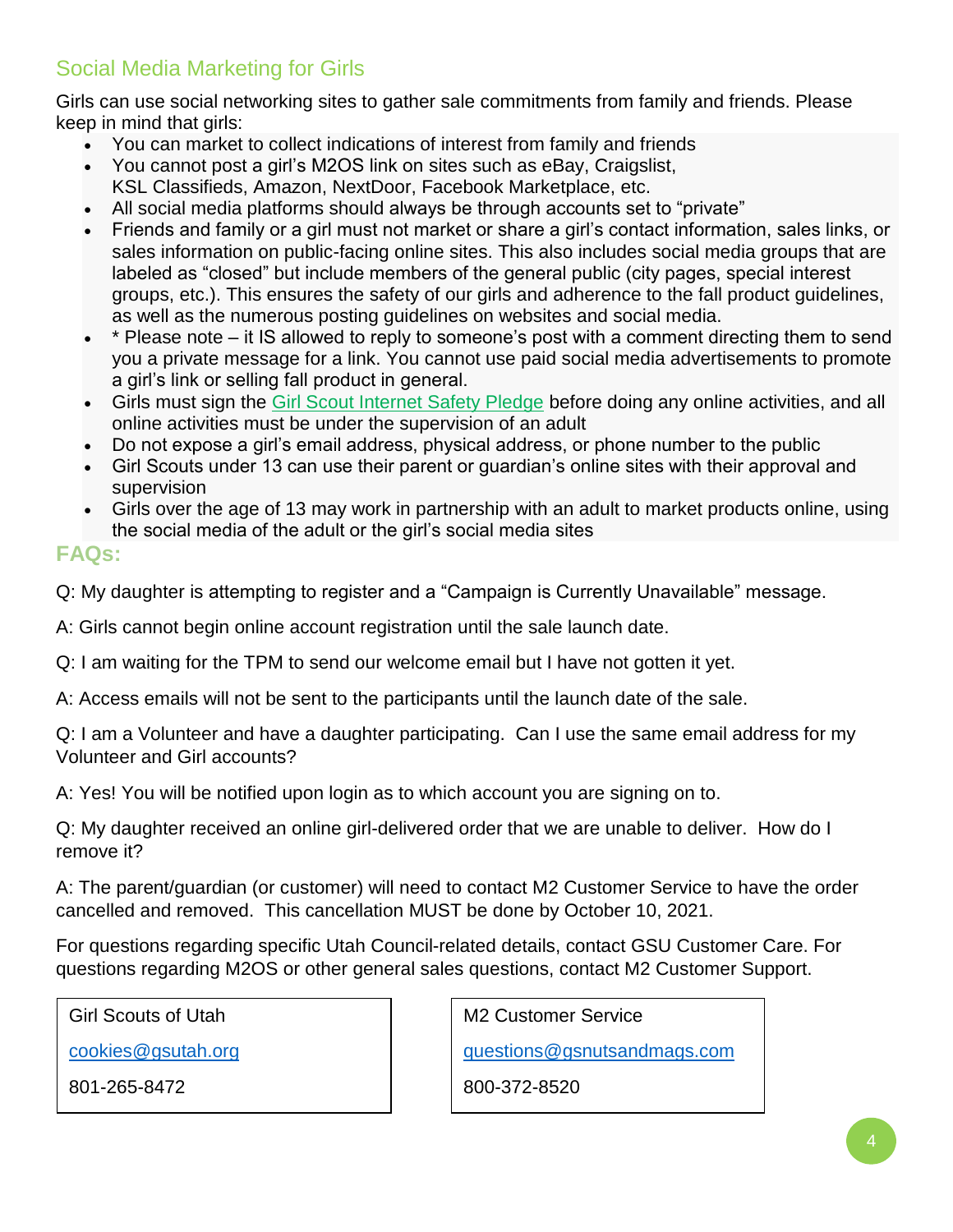## Social Media Marketing for Girls

Girls can use social networking sites to gather sale commitments from family and friends. Please keep in mind that girls:

- You can market to collect indications of interest from family and friends
- You cannot post a girl's M2OS link on sites such as eBay, Craigslist, KSL Classifieds, Amazon, NextDoor, Facebook Marketplace, etc.
- All social media platforms should always be through accounts set to "private"
- Friends and family or a girl must not market or share a girl's contact information, sales links, or sales information on public-facing online sites. This also includes social media groups that are labeled as "closed" but include members of the general public (city pages, special interest groups, etc.). This ensures the safety of our girls and adherence to the fall product guidelines, as well as the numerous posting guidelines on websites and social media.
- * Please note – it IS allowed to reply to someone's post with a comment directing them to send you a private message for a link. You cannot use paid social media advertisements to promote a girl's link or selling fall product in general.
- Girls must sign the Girl Scout Internet Safety Pledge before doing any online activities, and all online activities must be under the supervision of an adult
- Do not expose a girl's email address, physical address, or phone number to the public
- Girl Scouts under 13 can use their parent or guardian's online sites with their approval and supervision
- Girls over the age of 13 may work in partnership with an adult to market products online, using the social media of the adult or the girl's social media sites

## FAQs:

Q: My daughter is attempting to register and a "Campaign is Currently Unavailable" message.

A: Girls cannot begin online account registration until the sale launch date.

Q: I am waiting for the TPM to send our welcome email but I have not gotten it yet.

A: Access emails will not be sent to the participants until the launch date of the sale.

Q: I am a Volunteer and have a daughter participating. Can I use the same email address for my Volunteer and Girl accounts?

A: Yes! You will be notified upon login as to which account you are signing on to.

Q: My daughter received an online girl-delivered order that we are unable to deliver. How do I remove it?

A: The parent/guardian (or customer) will need to contact M2 Customer Service to have the order cancelled and removed. This cancellation MUST be done by October 10, 2021.

For questions regarding specific Utah Council-related details, contact GSU Customer Care. For questions regarding M2OS or other general sales questions, contact M2 Customer Support.

| Girl Scouts of Utah |
|---|
| cookies@gsutah.org |
| 801-265-8472 |

| M2 Customer Service |
|---|
| questions@gsnutsandmags.com |
| 800-372-8520 |